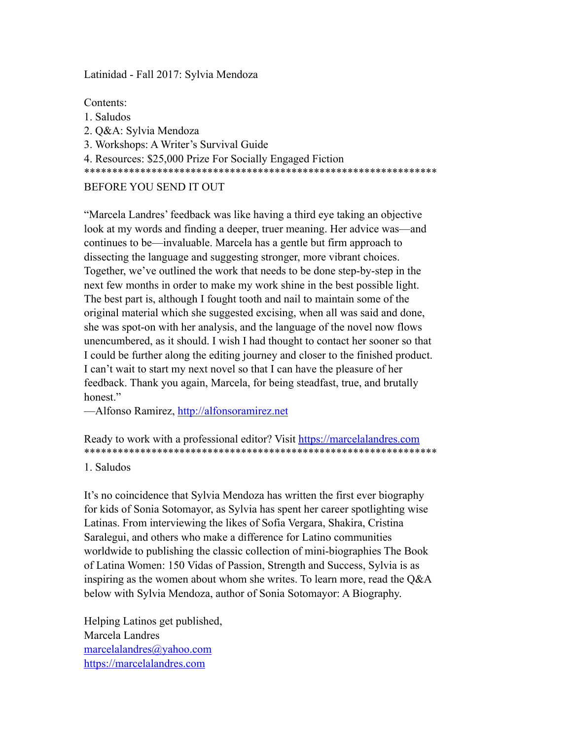Latinidad - Fall 2017: Sylvia Mendoza

Contents:
1. Saludos
2. Q&A: Sylvia Mendoza
3. Workshops: A Writer's Survival Guide
4. Resources: $25,000 Prize For Socially Engaged Fiction

****************************************************************

BEFORE YOU SEND IT OUT

"Marcela Landres' feedback was like having a third eye taking an objective look at my words and finding a deeper, truer meaning. Her advice was—and continues to be—invaluable. Marcela has a gentle but firm approach to dissecting the language and suggesting stronger, more vibrant choices. Together, we've outlined the work that needs to be done step-by-step in the next few months in order to make my work shine in the best possible light. The best part is, although I fought tooth and nail to maintain some of the original material which she suggested excising, when all was said and done, she was spot-on with her analysis, and the language of the novel now flows unencumbered, as it should. I wish I had thought to contact her sooner so that I could be further along the editing journey and closer to the finished product. I can't wait to start my next novel so that I can have the pleasure of her feedback. Thank you again, Marcela, for being steadfast, true, and brutally honest."
—Alfonso Ramirez, [http://alfonsoramirez.net](http://alfonsoramirez.net)

Ready to work with a professional editor? Visit [https://marcelalandres.com](https://marcelalandres.com)

****************************************************************

1. Saludos

It's no coincidence that Sylvia Mendoza has written the first ever biography for kids of Sonia Sotomayor, as Sylvia has spent her career spotlighting wise Latinas. From interviewing the likes of Sofia Vergara, Shakira, Cristina Saralegui, and others who make a difference for Latino communities worldwide to publishing the classic collection of mini-biographies The Book of Latina Women: 150 Vidas of Passion, Strength and Success, Sylvia is as inspiring as the women about whom she writes. To learn more, read the Q&A below with Sylvia Mendoza, author of Sonia Sotomayor: A Biography.

Helping Latinos get published,
Marcela Landres
[marcelalandres@yahoo.com](mailto:marcelalandres@yahoo.com)
[https://marcelalandres.com](https://marcelalandres.com)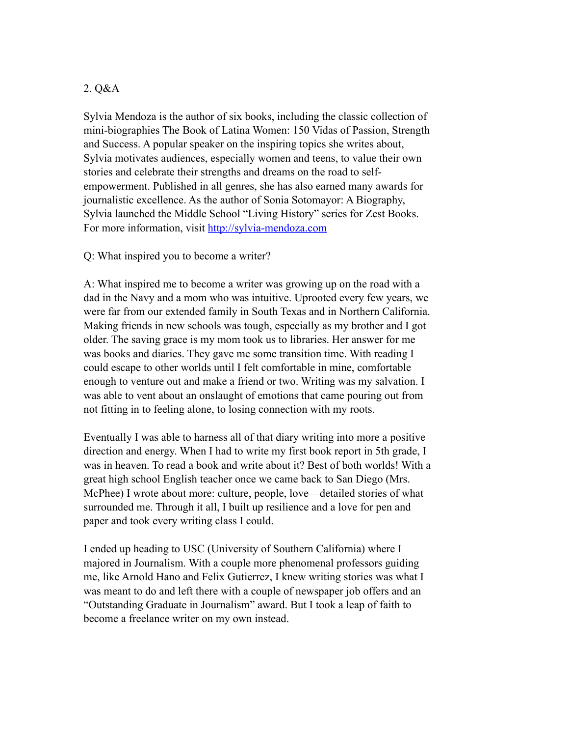## 2. Q&A

Sylvia Mendoza is the author of six books, including the classic collection of mini-biographies The Book of Latina Women: 150 Vidas of Passion, Strength and Success. A popular speaker on the inspiring topics she writes about, Sylvia motivates audiences, especially women and teens, to value their own stories and celebrate their strengths and dreams on the road to self-empowerment. Published in all genres, she has also earned many awards for journalistic excellence. As the author of Sonia Sotomayor: A Biography, Sylvia launched the Middle School "Living History" series for Zest Books. For more information, visit [http://sylvia-mendoza.com](http://sylvia-mendoza.com)

Q: What inspired you to become a writer?

A: What inspired me to become a writer was growing up on the road with a dad in the Navy and a mom who was intuitive. Uprooted every few years, we were far from our extended family in South Texas and in Northern California. Making friends in new schools was tough, especially as my brother and I got older. The saving grace is my mom took us to libraries. Her answer for me was books and diaries. They gave me some transition time. With reading I could escape to other worlds until I felt comfortable in mine, comfortable enough to venture out and make a friend or two. Writing was my salvation. I was able to vent about an onslaught of emotions that came pouring out from not fitting in to feeling alone, to losing connection with my roots.

Eventually I was able to harness all of that diary writing into more a positive direction and energy. When I had to write my first book report in 5th grade, I was in heaven. To read a book and write about it? Best of both worlds! With a great high school English teacher once we came back to San Diego (Mrs. McPhee) I wrote about more: culture, people, love—detailed stories of what surrounded me. Through it all, I built up resilience and a love for pen and paper and took every writing class I could.

I ended up heading to USC (University of Southern California) where I majored in Journalism. With a couple more phenomenal professors guiding me, like Arnold Hano and Felix Gutierrez, I knew writing stories was what I was meant to do and left there with a couple of newspaper job offers and an "Outstanding Graduate in Journalism" award. But I took a leap of faith to become a freelance writer on my own instead.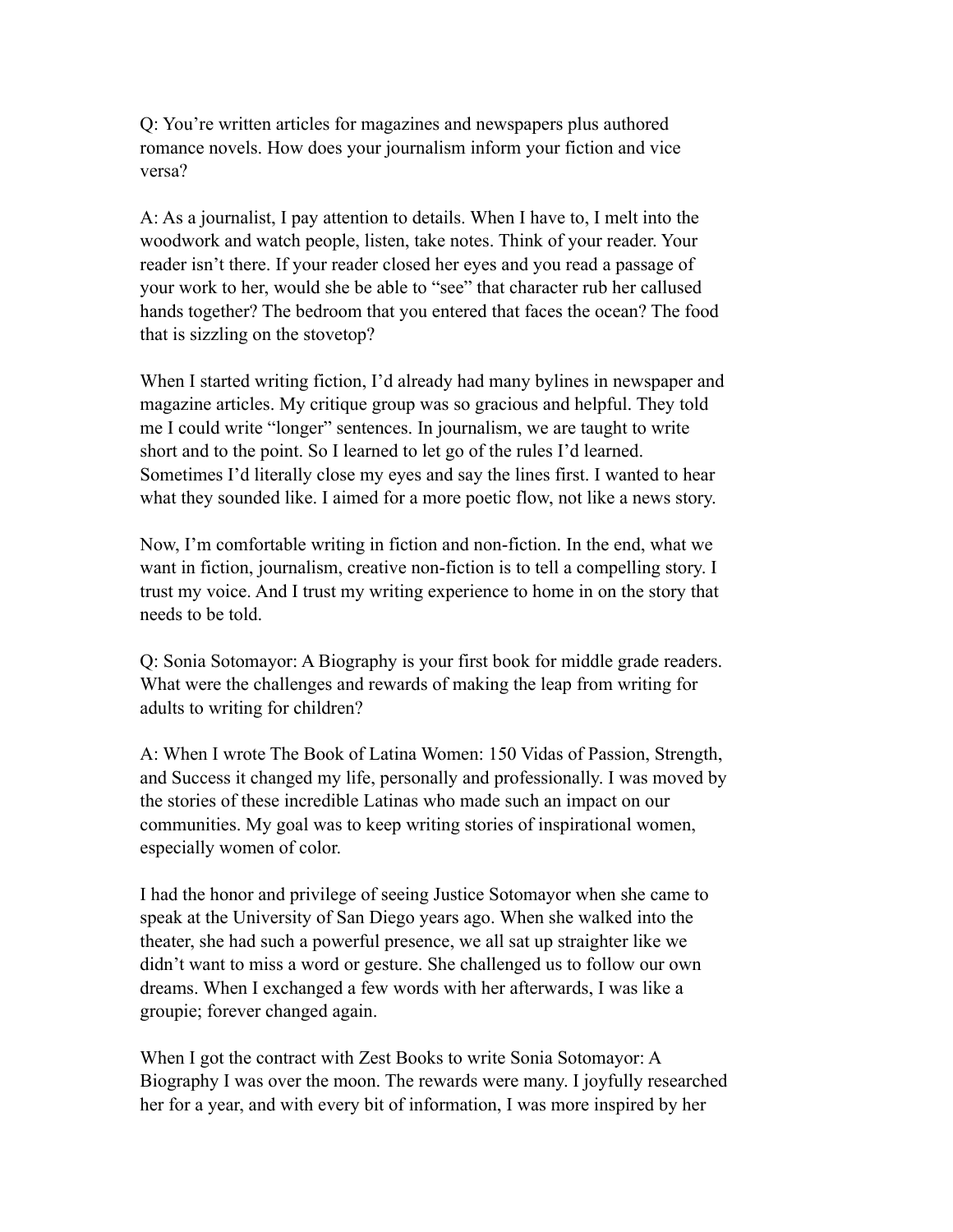Q: You're written articles for magazines and newspapers plus authored romance novels. How does your journalism inform your fiction and vice versa?

A: As a journalist, I pay attention to details. When I have to, I melt into the woodwork and watch people, listen, take notes. Think of your reader. Your reader isn't there. If your reader closed her eyes and you read a passage of your work to her, would she be able to "see" that character rub her callused hands together? The bedroom that you entered that faces the ocean? The food that is sizzling on the stovetop?

When I started writing fiction, I'd already had many bylines in newspaper and magazine articles. My critique group was so gracious and helpful. They told me I could write "longer" sentences. In journalism, we are taught to write short and to the point. So I learned to let go of the rules I'd learned. Sometimes I'd literally close my eyes and say the lines first. I wanted to hear what they sounded like. I aimed for a more poetic flow, not like a news story.

Now, I'm comfortable writing in fiction and non-fiction. In the end, what we want in fiction, journalism, creative non-fiction is to tell a compelling story. I trust my voice. And I trust my writing experience to home in on the story that needs to be told.

Q: Sonia Sotomayor: A Biography is your first book for middle grade readers. What were the challenges and rewards of making the leap from writing for adults to writing for children?

A: When I wrote The Book of Latina Women: 150 Vidas of Passion, Strength, and Success it changed my life, personally and professionally. I was moved by the stories of these incredible Latinas who made such an impact on our communities. My goal was to keep writing stories of inspirational women, especially women of color.

I had the honor and privilege of seeing Justice Sotomayor when she came to speak at the University of San Diego years ago. When she walked into the theater, she had such a powerful presence, we all sat up straighter like we didn't want to miss a word or gesture. She challenged us to follow our own dreams. When I exchanged a few words with her afterwards, I was like a groupie; forever changed again.

When I got the contract with Zest Books to write Sonia Sotomayor: A Biography I was over the moon. The rewards were many. I joyfully researched her for a year, and with every bit of information, I was more inspired by her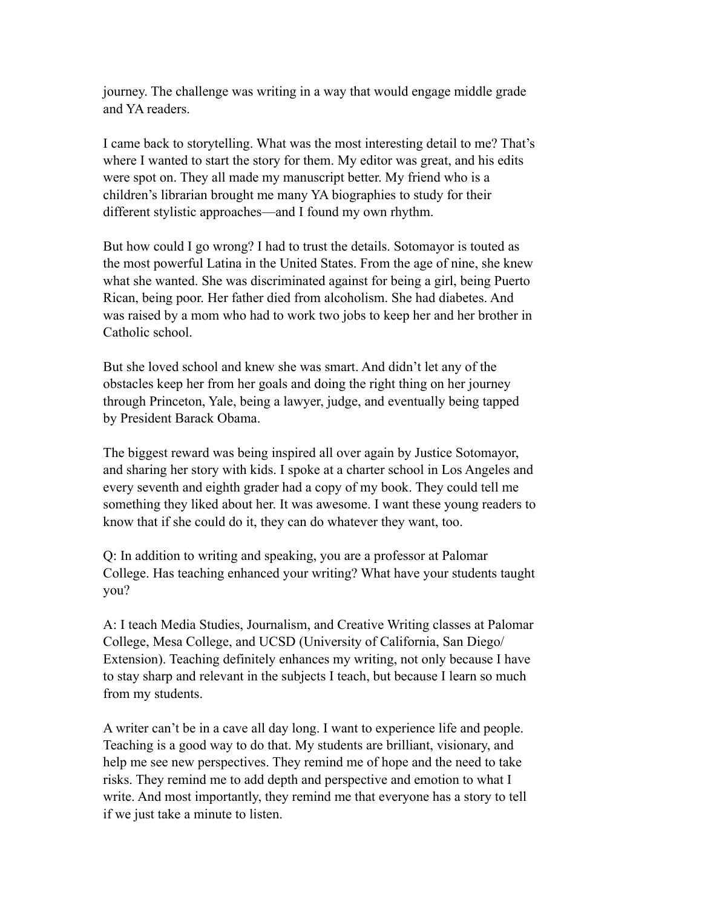journey. The challenge was writing in a way that would engage middle grade and YA readers.

I came back to storytelling. What was the most interesting detail to me? That's where I wanted to start the story for them. My editor was great, and his edits were spot on. They all made my manuscript better. My friend who is a children's librarian brought me many YA biographies to study for their different stylistic approaches—and I found my own rhythm.

But how could I go wrong? I had to trust the details. Sotomayor is touted as the most powerful Latina in the United States. From the age of nine, she knew what she wanted. She was discriminated against for being a girl, being Puerto Rican, being poor. Her father died from alcoholism. She had diabetes. And was raised by a mom who had to work two jobs to keep her and her brother in Catholic school.

But she loved school and knew she was smart. And didn't let any of the obstacles keep her from her goals and doing the right thing on her journey through Princeton, Yale, being a lawyer, judge, and eventually being tapped by President Barack Obama.

The biggest reward was being inspired all over again by Justice Sotomayor, and sharing her story with kids. I spoke at a charter school in Los Angeles and every seventh and eighth grader had a copy of my book. They could tell me something they liked about her. It was awesome. I want these young readers to know that if she could do it, they can do whatever they want, too.

Q: In addition to writing and speaking, you are a professor at Palomar College. Has teaching enhanced your writing? What have your students taught you?

A: I teach Media Studies, Journalism, and Creative Writing classes at Palomar College, Mesa College, and UCSD (University of California, San Diego/ Extension). Teaching definitely enhances my writing, not only because I have to stay sharp and relevant in the subjects I teach, but because I learn so much from my students.

A writer can't be in a cave all day long. I want to experience life and people. Teaching is a good way to do that. My students are brilliant, visionary, and help me see new perspectives. They remind me of hope and the need to take risks. They remind me to add depth and perspective and emotion to what I write. And most importantly, they remind me that everyone has a story to tell if we just take a minute to listen.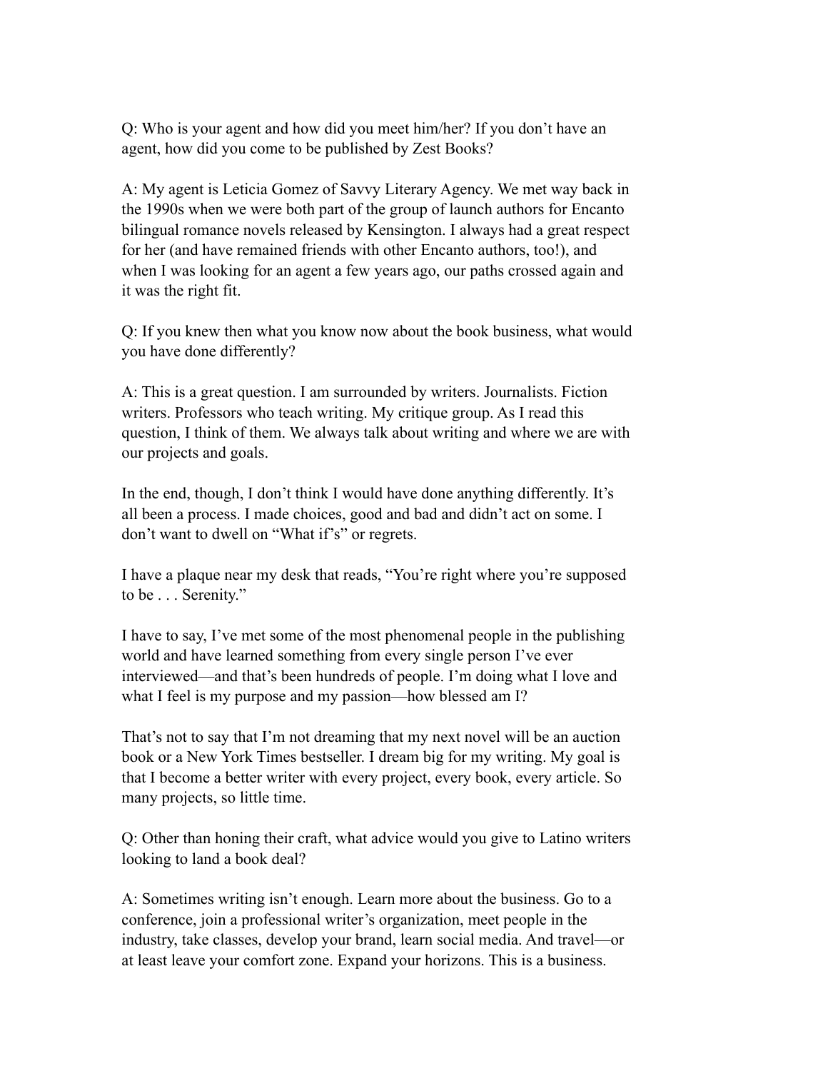Q: Who is your agent and how did you meet him/her? If you don't have an agent, how did you come to be published by Zest Books?

A: My agent is Leticia Gomez of Savvy Literary Agency. We met way back in the 1990s when we were both part of the group of launch authors for Encanto bilingual romance novels released by Kensington. I always had a great respect for her (and have remained friends with other Encanto authors, too!), and when I was looking for an agent a few years ago, our paths crossed again and it was the right fit.

Q: If you knew then what you know now about the book business, what would you have done differently?

A: This is a great question. I am surrounded by writers. Journalists. Fiction writers. Professors who teach writing. My critique group. As I read this question, I think of them. We always talk about writing and where we are with our projects and goals.

In the end, though, I don't think I would have done anything differently. It's all been a process. I made choices, good and bad and didn't act on some. I don't want to dwell on "What if's" or regrets.

I have a plaque near my desk that reads, "You're right where you're supposed to be . . . Serenity."

I have to say, I've met some of the most phenomenal people in the publishing world and have learned something from every single person I've ever interviewed—and that's been hundreds of people. I'm doing what I love and what I feel is my purpose and my passion—how blessed am I?

That's not to say that I'm not dreaming that my next novel will be an auction book or a New York Times bestseller. I dream big for my writing. My goal is that I become a better writer with every project, every book, every article. So many projects, so little time.

Q: Other than honing their craft, what advice would you give to Latino writers looking to land a book deal?

A: Sometimes writing isn't enough. Learn more about the business. Go to a conference, join a professional writer's organization, meet people in the industry, take classes, develop your brand, learn social media. And travel—or at least leave your comfort zone. Expand your horizons. This is a business.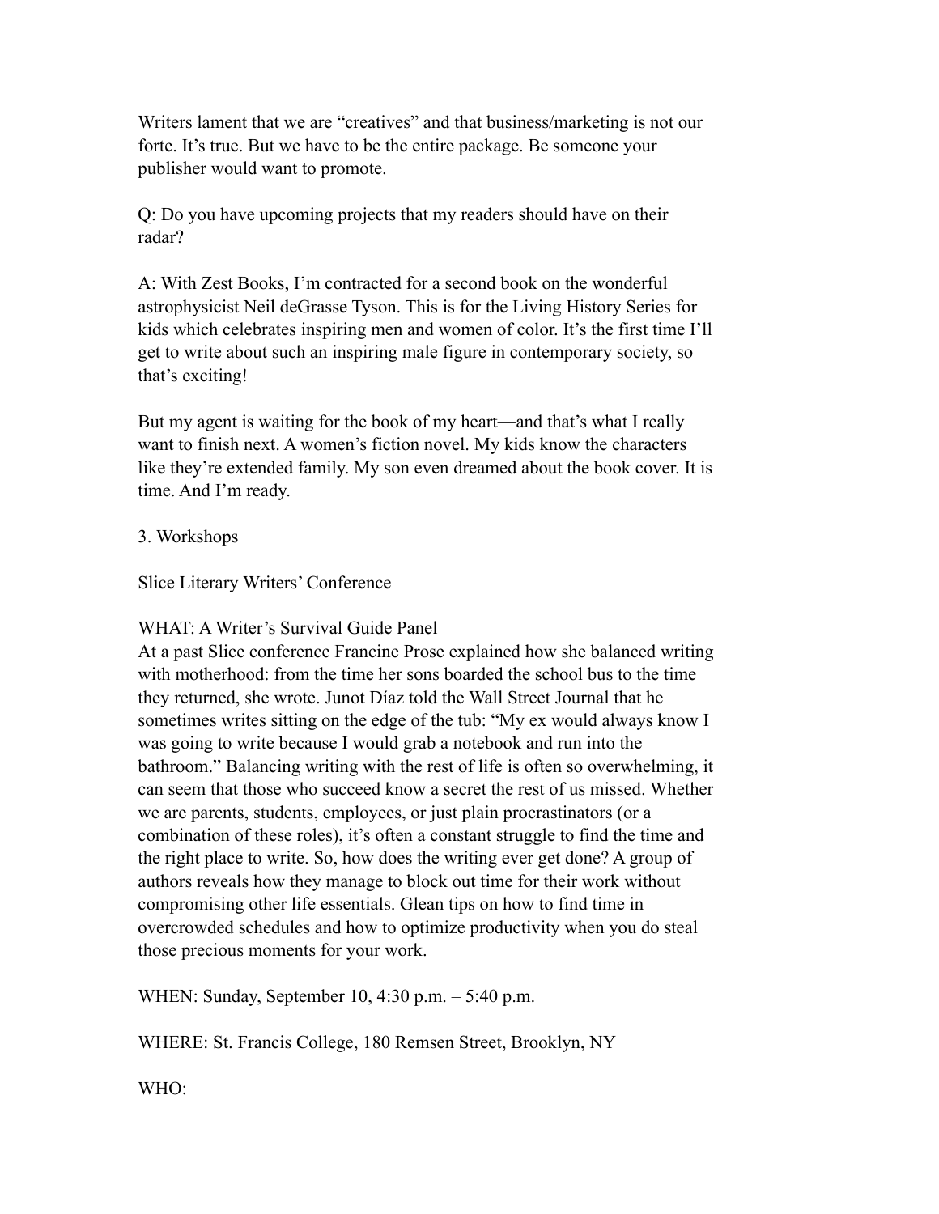Writers lament that we are "creatives" and that business/marketing is not our forte. It's true. But we have to be the entire package. Be someone your publisher would want to promote.

Q: Do you have upcoming projects that my readers should have on their radar?

A: With Zest Books, I'm contracted for a second book on the wonderful astrophysicist Neil deGrasse Tyson. This is for the Living History Series for kids which celebrates inspiring men and women of color. It's the first time I'll get to write about such an inspiring male figure in contemporary society, so that's exciting!

But my agent is waiting for the book of my heart—and that's what I really want to finish next. A women's fiction novel. My kids know the characters like they're extended family. My son even dreamed about the book cover. It is time. And I'm ready.

3. Workshops

Slice Literary Writers' Conference

WHAT: A Writer's Survival Guide Panel
At a past Slice conference Francine Prose explained how she balanced writing with motherhood: from the time her sons boarded the school bus to the time they returned, she wrote. Junot Díaz told the Wall Street Journal that he sometimes writes sitting on the edge of the tub: "My ex would always know I was going to write because I would grab a notebook and run into the bathroom." Balancing writing with the rest of life is often so overwhelming, it can seem that those who succeed know a secret the rest of us missed. Whether we are parents, students, employees, or just plain procrastinators (or a combination of these roles), it's often a constant struggle to find the time and the right place to write. So, how does the writing ever get done? A group of authors reveals how they manage to block out time for their work without compromising other life essentials. Glean tips on how to find time in overcrowded schedules and how to optimize productivity when you do steal those precious moments for your work.

WHEN: Sunday, September 10, 4:30 p.m. – 5:40 p.m.

WHERE: St. Francis College, 180 Remsen Street, Brooklyn, NY

WHO: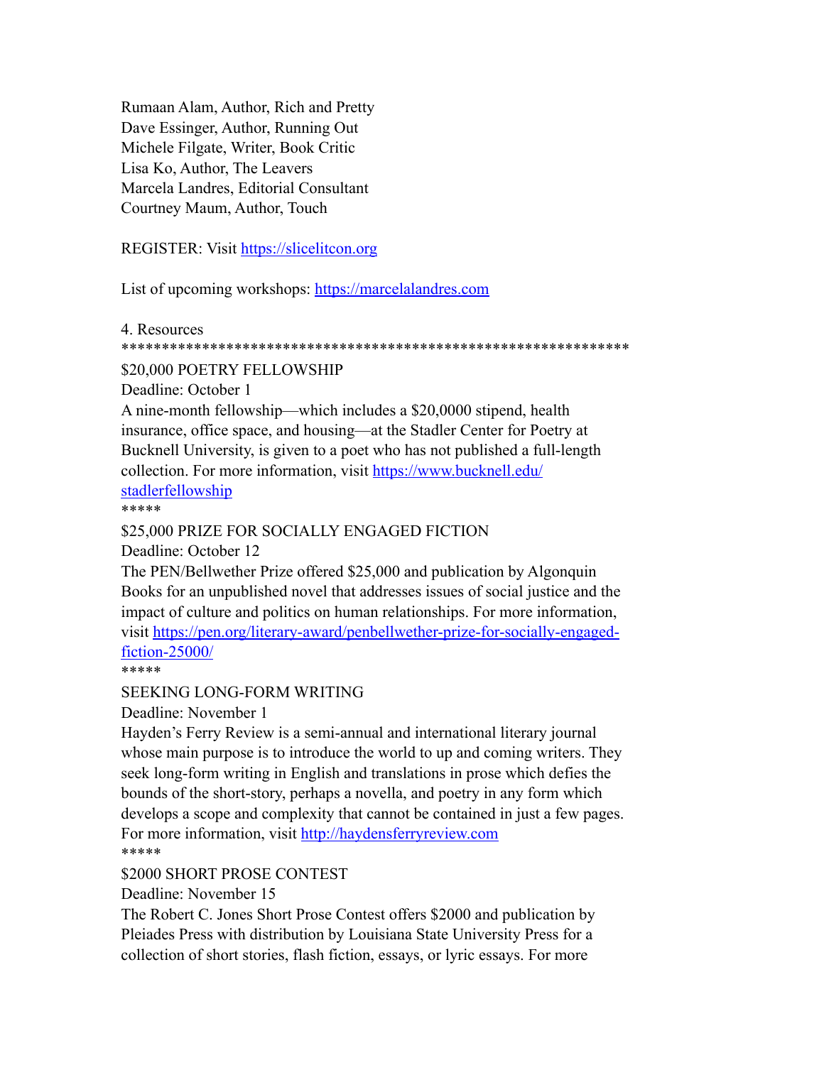Rumaan Alam, Author, Rich and Pretty
Dave Essinger, Author, Running Out
Michele Filgate, Writer, Book Critic
Lisa Ko, Author, The Leavers
Marcela Landres, Editorial Consultant
Courtney Maum, Author, Touch

REGISTER: Visit https://slicelitcon.org

List of upcoming workshops: https://marcelalandres.com

4. Resources
***************************************************************

$20,000 POETRY FELLOWSHIP
Deadline: October 1
A nine-month fellowship—which includes a $20,0000 stipend, health insurance, office space, and housing—at the Stadler Center for Poetry at Bucknell University, is given to a poet who has not published a full-length collection. For more information, visit https://www.bucknell.edu/stadlerfellowship

*****

$25,000 PRIZE FOR SOCIALLY ENGAGED FICTION
Deadline: October 12
The PEN/Bellwether Prize offered $25,000 and publication by Algonquin Books for an unpublished novel that addresses issues of social justice and the impact of culture and politics on human relationships. For more information, visit https://pen.org/literary-award/penbellwether-prize-for-socially-engaged-fiction-25000/

*****

SEEKING LONG-FORM WRITING
Deadline: November 1
Hayden's Ferry Review is a semi-annual and international literary journal whose main purpose is to introduce the world to up and coming writers. They seek long-form writing in English and translations in prose which defies the bounds of the short-story, perhaps a novella, and poetry in any form which develops a scope and complexity that cannot be contained in just a few pages. For more information, visit http://haydensferryreview.com

*****

$2000 SHORT PROSE CONTEST
Deadline: November 15
The Robert C. Jones Short Prose Contest offers $2000 and publication by Pleiades Press with distribution by Louisiana State University Press for a collection of short stories, flash fiction, essays, or lyric essays. For more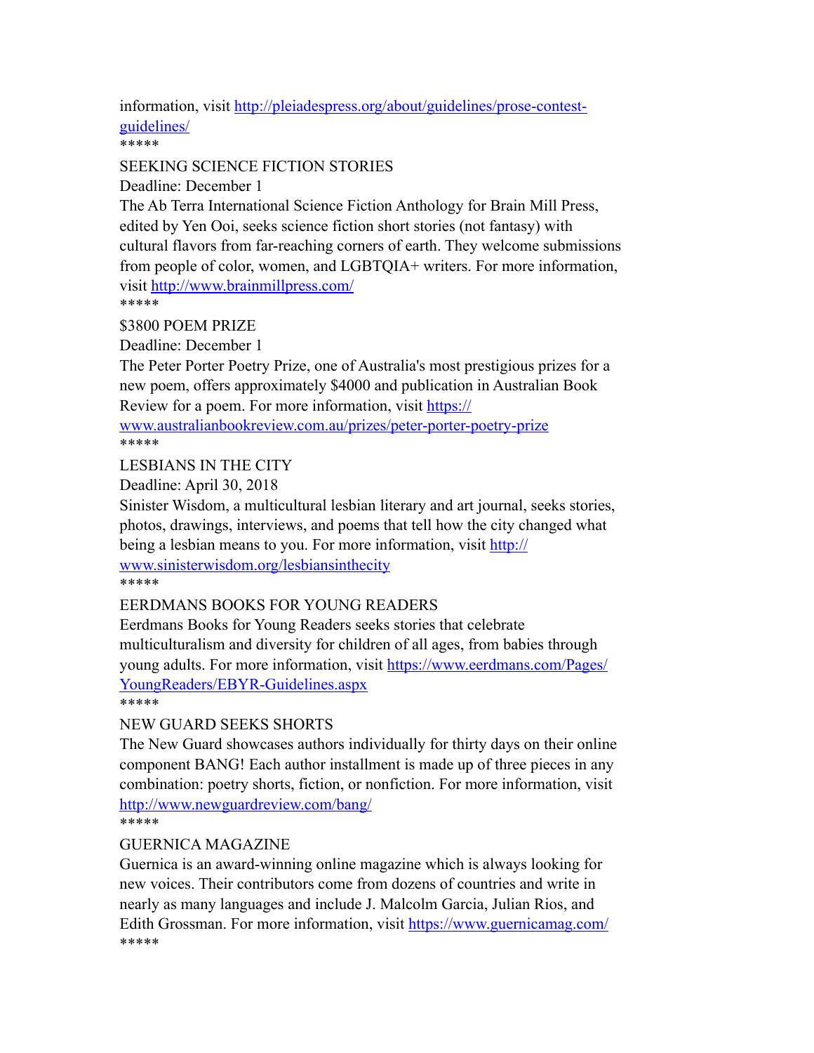information, visit http://pleiadespress.org/about/guidelines/prose-contest-guidelines/

*****

SEEKING SCIENCE FICTION STORIES

Deadline: December 1

The Ab Terra International Science Fiction Anthology for Brain Mill Press, edited by Yen Ooi, seeks science fiction short stories (not fantasy) with cultural flavors from far-reaching corners of earth. They welcome submissions from people of color, women, and LGBTQIA+ writers. For more information, visit http://www.brainmillpress.com/

*****

$3800 POEM PRIZE

Deadline: December 1

The Peter Porter Poetry Prize, one of Australia's most prestigious prizes for a new poem, offers approximately $4000 and publication in Australian Book Review for a poem. For more information, visit https://www.australianbookreview.com.au/prizes/peter-porter-poetry-prize

*****

LESBIANS IN THE CITY

Deadline: April 30, 2018

Sinister Wisdom, a multicultural lesbian literary and art journal, seeks stories, photos, drawings, interviews, and poems that tell how the city changed what being a lesbian means to you. For more information, visit http://www.sinisterwisdom.org/lesbiansinthecity

*****

EERDMANS BOOKS FOR YOUNG READERS

Eerdmans Books for Young Readers seeks stories that celebrate multiculturalism and diversity for children of all ages, from babies through young adults. For more information, visit https://www.eerdmans.com/Pages/YoungReaders/EBYR-Guidelines.aspx

*****

NEW GUARD SEEKS SHORTS

The New Guard showcases authors individually for thirty days on their online component BANG! Each author installment is made up of three pieces in any combination: poetry shorts, fiction, or nonfiction. For more information, visit http://www.newguardreview.com/bang/

*****

GUERNICA MAGAZINE

Guernica is an award-winning online magazine which is always looking for new voices. Their contributors come from dozens of countries and write in nearly as many languages and include J. Malcolm Garcia, Julian Rios, and Edith Grossman. For more information, visit https://www.guernicamag.com/

*****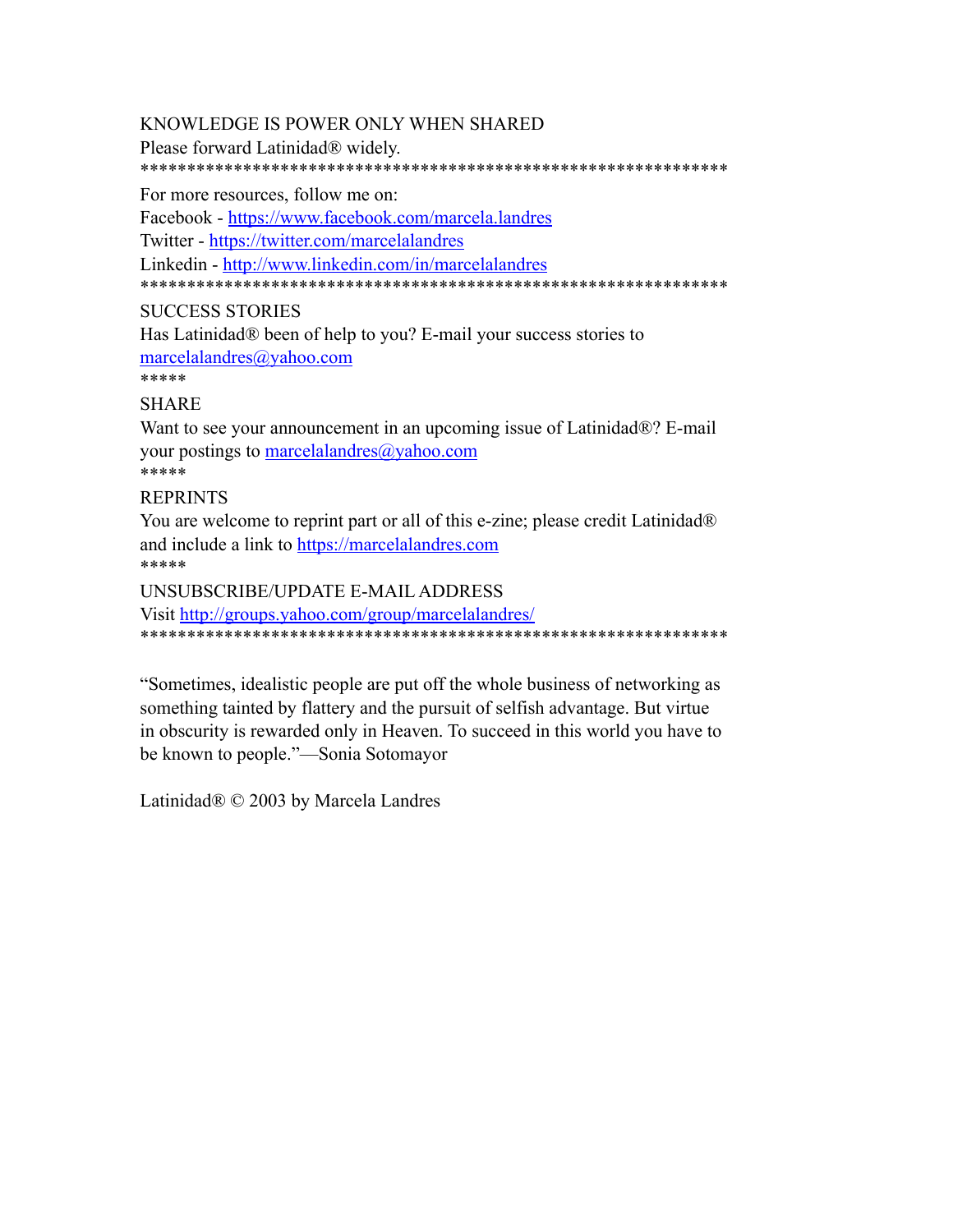KNOWLEDGE IS POWER ONLY WHEN SHARED

Please forward Latinidad® widely.

****************************************************************

For more resources, follow me on:

Facebook - https://www.facebook.com/marcela.landres

Twitter - https://twitter.com/marcelalandres

Linkedin - http://www.linkedin.com/in/marcelalandres

****************************************************************

SUCCESS STORIES

Has Latinidad® been of help to you? E-mail your success stories to marcelalandres@yahoo.com

*****

SHARE

Want to see your announcement in an upcoming issue of Latinidad®? E-mail your postings to marcelalandres@yahoo.com

*****

REPRINTS

You are welcome to reprint part or all of this e-zine; please credit Latinidad® and include a link to https://marcelalandres.com

*****

UNSUBSCRIBE/UPDATE E-MAIL ADDRESS

Visit http://groups.yahoo.com/group/marcelalandres/

****************************************************************

“Sometimes, idealistic people are put off the whole business of networking as something tainted by flattery and the pursuit of selfish advantage. But virtue in obscurity is rewarded only in Heaven. To succeed in this world you have to be known to people.”—Sonia Sotomayor

Latinidad® © 2003 by Marcela Landres